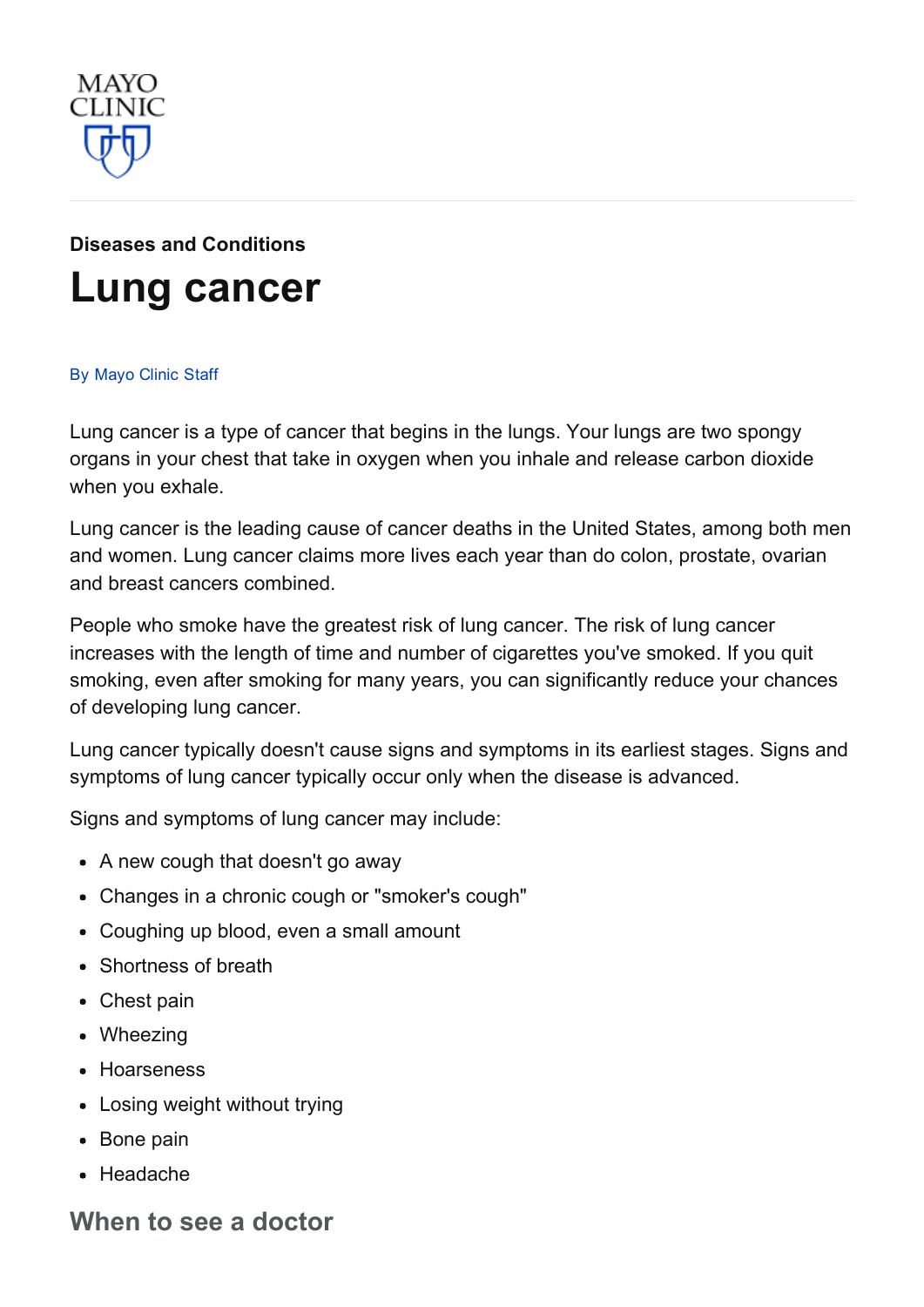MAYO CLINIC

Diseases and Conditions

# Lung cancer

By Mayo Clinic Staff

Lung cancer is a type of cancer that begins in the lungs. Your lungs are two spongy organs in your chest that take in oxygen when you inhale and release carbon dioxide when you exhale.

Lung cancer is the leading cause of cancer deaths in the United States, among both men and women. Lung cancer claims more lives each year than do colon, prostate, ovarian and breast cancers combined.

People who smoke have the greatest risk of lung cancer. The risk of lung cancer increases with the length of time and number of cigarettes you've smoked. If you quit smoking, even after smoking for many years, you can significantly reduce your chances of developing lung cancer.

Lung cancer typically doesn't cause signs and symptoms in its earliest stages. Signs and symptoms of lung cancer typically occur only when the disease is advanced.

Signs and symptoms of lung cancer may include:

- A new cough that doesn't go away
- Changes in a chronic cough or "smoker's cough"
- Coughing up blood, even a small amount
- Shortness of breath
- Chest pain
- Wheezing
- Hoarseness
- Losing weight without trying
- Bone pain
- Headache

## When to see a doctor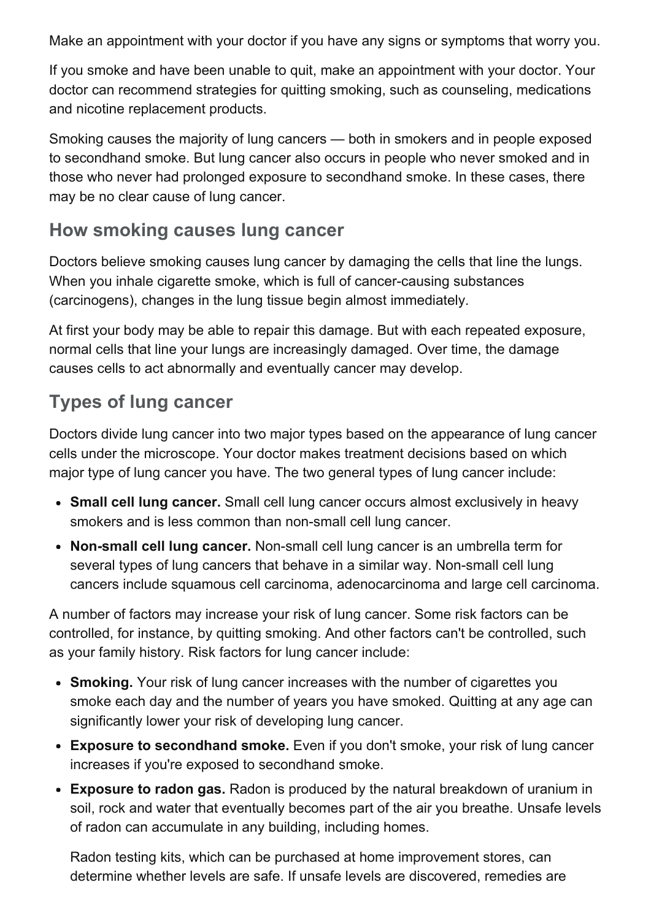Make an appointment with your doctor if you have any signs or symptoms that worry you.

If you smoke and have been unable to quit, make an appointment with your doctor. Your doctor can recommend strategies for quitting smoking, such as counseling, medications and nicotine replacement products.

Smoking causes the majority of lung cancers — both in smokers and in people exposed to secondhand smoke. But lung cancer also occurs in people who never smoked and in those who never had prolonged exposure to secondhand smoke. In these cases, there may be no clear cause of lung cancer.

## How smoking causes lung cancer

Doctors believe smoking causes lung cancer by damaging the cells that line the lungs. When you inhale cigarette smoke, which is full of cancer-causing substances (carcinogens), changes in the lung tissue begin almost immediately.

At first your body may be able to repair this damage. But with each repeated exposure, normal cells that line your lungs are increasingly damaged. Over time, the damage causes cells to act abnormally and eventually cancer may develop.

## Types of lung cancer

Doctors divide lung cancer into two major types based on the appearance of lung cancer cells under the microscope. Your doctor makes treatment decisions based on which major type of lung cancer you have. The two general types of lung cancer include:

- **Small cell lung cancer.** Small cell lung cancer occurs almost exclusively in heavy smokers and is less common than non-small cell lung cancer.
- **Non-small cell lung cancer.** Non-small cell lung cancer is an umbrella term for several types of lung cancers that behave in a similar way. Non-small cell lung cancers include squamous cell carcinoma, adenocarcinoma and large cell carcinoma.

A number of factors may increase your risk of lung cancer. Some risk factors can be controlled, for instance, by quitting smoking. And other factors can't be controlled, such as your family history. Risk factors for lung cancer include:

- **Smoking.** Your risk of lung cancer increases with the number of cigarettes you smoke each day and the number of years you have smoked. Quitting at any age can significantly lower your risk of developing lung cancer.
- **Exposure to secondhand smoke.** Even if you don't smoke, your risk of lung cancer increases if you're exposed to secondhand smoke.
- **Exposure to radon gas.** Radon is produced by the natural breakdown of uranium in soil, rock and water that eventually becomes part of the air you breathe. Unsafe levels of radon can accumulate in any building, including homes.

  Radon testing kits, which can be purchased at home improvement stores, can determine whether levels are safe. If unsafe levels are discovered, remedies are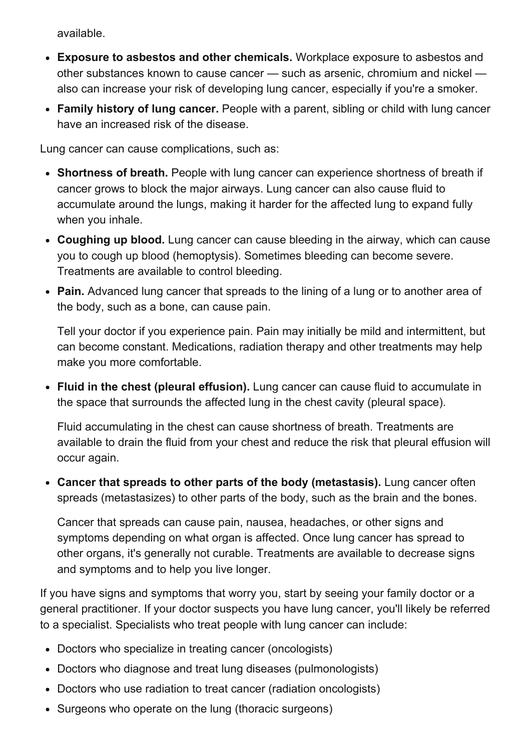available.

- **Exposure to asbestos and other chemicals.** Workplace exposure to asbestos and other substances known to cause cancer — such as arsenic, chromium and nickel — also can increase your risk of developing lung cancer, especially if you're a smoker.
- **Family history of lung cancer.** People with a parent, sibling or child with lung cancer have an increased risk of the disease.

Lung cancer can cause complications, such as:

- **Shortness of breath.** People with lung cancer can experience shortness of breath if cancer grows to block the major airways. Lung cancer can also cause fluid to accumulate around the lungs, making it harder for the affected lung to expand fully when you inhale.
- **Coughing up blood.** Lung cancer can cause bleeding in the airway, which can cause you to cough up blood (hemoptysis). Sometimes bleeding can become severe. Treatments are available to control bleeding.
- **Pain.** Advanced lung cancer that spreads to the lining of a lung or to another area of the body, such as a bone, can cause pain.

  Tell your doctor if you experience pain. Pain may initially be mild and intermittent, but can become constant. Medications, radiation therapy and other treatments may help make you more comfortable.

- **Fluid in the chest (pleural effusion).** Lung cancer can cause fluid to accumulate in the space that surrounds the affected lung in the chest cavity (pleural space).

  Fluid accumulating in the chest can cause shortness of breath. Treatments are available to drain the fluid from your chest and reduce the risk that pleural effusion will occur again.

- **Cancer that spreads to other parts of the body (metastasis).** Lung cancer often spreads (metastasizes) to other parts of the body, such as the brain and the bones.

  Cancer that spreads can cause pain, nausea, headaches, or other signs and symptoms depending on what organ is affected. Once lung cancer has spread to other organs, it's generally not curable. Treatments are available to decrease signs and symptoms and to help you live longer.

If you have signs and symptoms that worry you, start by seeing your family doctor or a general practitioner. If your doctor suspects you have lung cancer, you'll likely be referred to a specialist. Specialists who treat people with lung cancer can include:

- Doctors who specialize in treating cancer (oncologists)
- Doctors who diagnose and treat lung diseases (pulmonologists)
- Doctors who use radiation to treat cancer (radiation oncologists)
- Surgeons who operate on the lung (thoracic surgeons)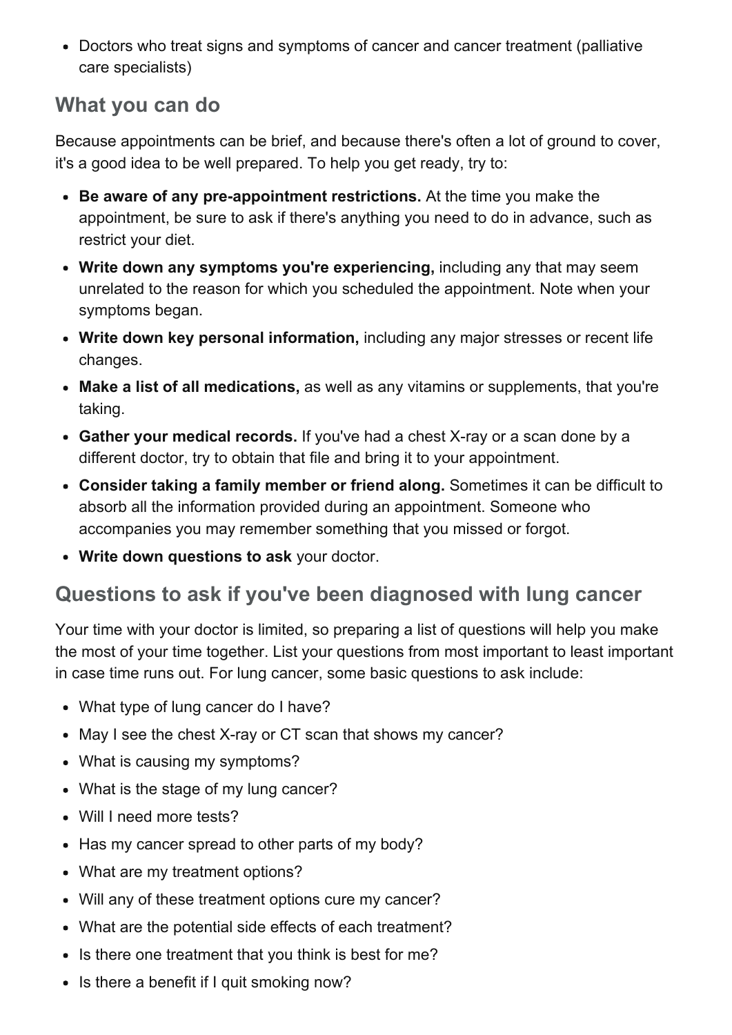- Doctors who treat signs and symptoms of cancer and cancer treatment (palliative care specialists)

## What you can do

Because appointments can be brief, and because there's often a lot of ground to cover, it's a good idea to be well prepared. To help you get ready, try to:

- **Be aware of any pre-appointment restrictions.** At the time you make the appointment, be sure to ask if there's anything you need to do in advance, such as restrict your diet.
- **Write down any symptoms you're experiencing,** including any that may seem unrelated to the reason for which you scheduled the appointment. Note when your symptoms began.
- **Write down key personal information,** including any major stresses or recent life changes.
- **Make a list of all medications,** as well as any vitamins or supplements, that you're taking.
- **Gather your medical records.** If you've had a chest X-ray or a scan done by a different doctor, try to obtain that file and bring it to your appointment.
- **Consider taking a family member or friend along.** Sometimes it can be difficult to absorb all the information provided during an appointment. Someone who accompanies you may remember something that you missed or forgot.
- **Write down questions to ask** your doctor.

## Questions to ask if you've been diagnosed with lung cancer

Your time with your doctor is limited, so preparing a list of questions will help you make the most of your time together. List your questions from most important to least important in case time runs out. For lung cancer, some basic questions to ask include:

- What type of lung cancer do I have?
- May I see the chest X-ray or CT scan that shows my cancer?
- What is causing my symptoms?
- What is the stage of my lung cancer?
- Will I need more tests?
- Has my cancer spread to other parts of my body?
- What are my treatment options?
- Will any of these treatment options cure my cancer?
- What are the potential side effects of each treatment?
- Is there one treatment that you think is best for me?
- Is there a benefit if I quit smoking now?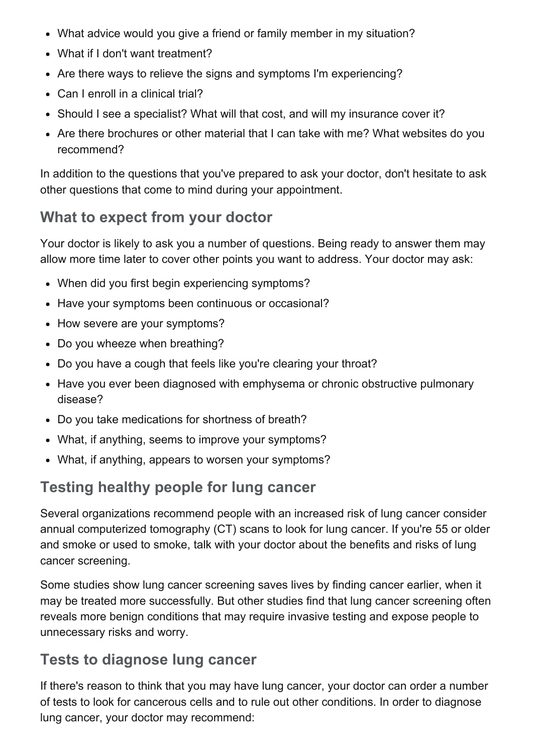- What advice would you give a friend or family member in my situation?
- What if I don't want treatment?
- Are there ways to relieve the signs and symptoms I'm experiencing?
- Can I enroll in a clinical trial?
- Should I see a specialist? What will that cost, and will my insurance cover it?
- Are there brochures or other material that I can take with me? What websites do you recommend?

In addition to the questions that you've prepared to ask your doctor, don't hesitate to ask other questions that come to mind during your appointment.

## What to expect from your doctor

Your doctor is likely to ask you a number of questions. Being ready to answer them may allow more time later to cover other points you want to address. Your doctor may ask:

- When did you first begin experiencing symptoms?
- Have your symptoms been continuous or occasional?
- How severe are your symptoms?
- Do you wheeze when breathing?
- Do you have a cough that feels like you're clearing your throat?
- Have you ever been diagnosed with emphysema or chronic obstructive pulmonary disease?
- Do you take medications for shortness of breath?
- What, if anything, seems to improve your symptoms?
- What, if anything, appears to worsen your symptoms?

## Testing healthy people for lung cancer

Several organizations recommend people with an increased risk of lung cancer consider annual computerized tomography (CT) scans to look for lung cancer. If you're 55 or older and smoke or used to smoke, talk with your doctor about the benefits and risks of lung cancer screening.

Some studies show lung cancer screening saves lives by finding cancer earlier, when it may be treated more successfully. But other studies find that lung cancer screening often reveals more benign conditions that may require invasive testing and expose people to unnecessary risks and worry.

## Tests to diagnose lung cancer

If there's reason to think that you may have lung cancer, your doctor can order a number of tests to look for cancerous cells and to rule out other conditions. In order to diagnose lung cancer, your doctor may recommend: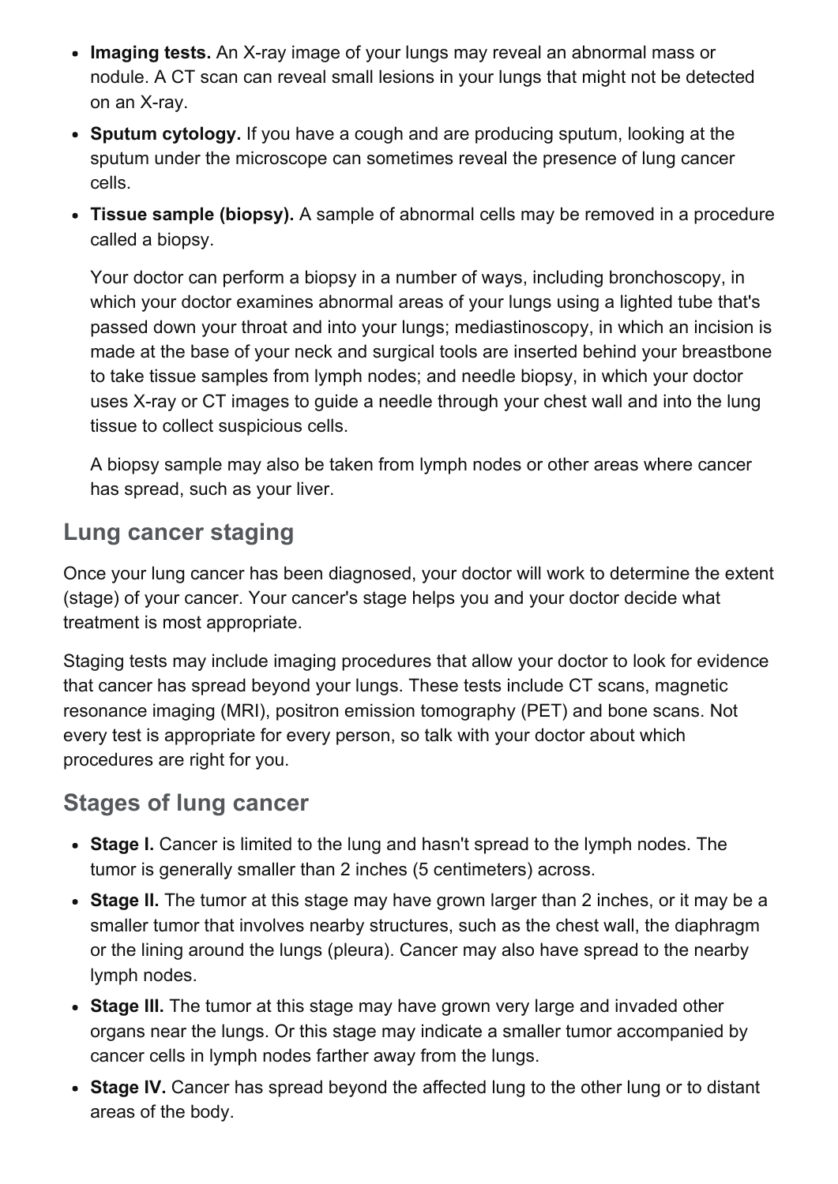- **Imaging tests.** An X-ray image of your lungs may reveal an abnormal mass or nodule. A CT scan can reveal small lesions in your lungs that might not be detected on an X-ray.
- **Sputum cytology.** If you have a cough and are producing sputum, looking at the sputum under the microscope can sometimes reveal the presence of lung cancer cells.
- **Tissue sample (biopsy).** A sample of abnormal cells may be removed in a procedure called a biopsy.

  Your doctor can perform a biopsy in a number of ways, including bronchoscopy, in which your doctor examines abnormal areas of your lungs using a lighted tube that's passed down your throat and into your lungs; mediastinoscopy, in which an incision is made at the base of your neck and surgical tools are inserted behind your breastbone to take tissue samples from lymph nodes; and needle biopsy, in which your doctor uses X-ray or CT images to guide a needle through your chest wall and into the lung tissue to collect suspicious cells.

  A biopsy sample may also be taken from lymph nodes or other areas where cancer has spread, such as your liver.

## Lung cancer staging

Once your lung cancer has been diagnosed, your doctor will work to determine the extent (stage) of your cancer. Your cancer's stage helps you and your doctor decide what treatment is most appropriate.

Staging tests may include imaging procedures that allow your doctor to look for evidence that cancer has spread beyond your lungs. These tests include CT scans, magnetic resonance imaging (MRI), positron emission tomography (PET) and bone scans. Not every test is appropriate for every person, so talk with your doctor about which procedures are right for you.

## Stages of lung cancer

- **Stage I.** Cancer is limited to the lung and hasn't spread to the lymph nodes. The tumor is generally smaller than 2 inches (5 centimeters) across.
- **Stage II.** The tumor at this stage may have grown larger than 2 inches, or it may be a smaller tumor that involves nearby structures, such as the chest wall, the diaphragm or the lining around the lungs (pleura). Cancer may also have spread to the nearby lymph nodes.
- **Stage III.** The tumor at this stage may have grown very large and invaded other organs near the lungs. Or this stage may indicate a smaller tumor accompanied by cancer cells in lymph nodes farther away from the lungs.
- **Stage IV.** Cancer has spread beyond the affected lung to the other lung or to distant areas of the body.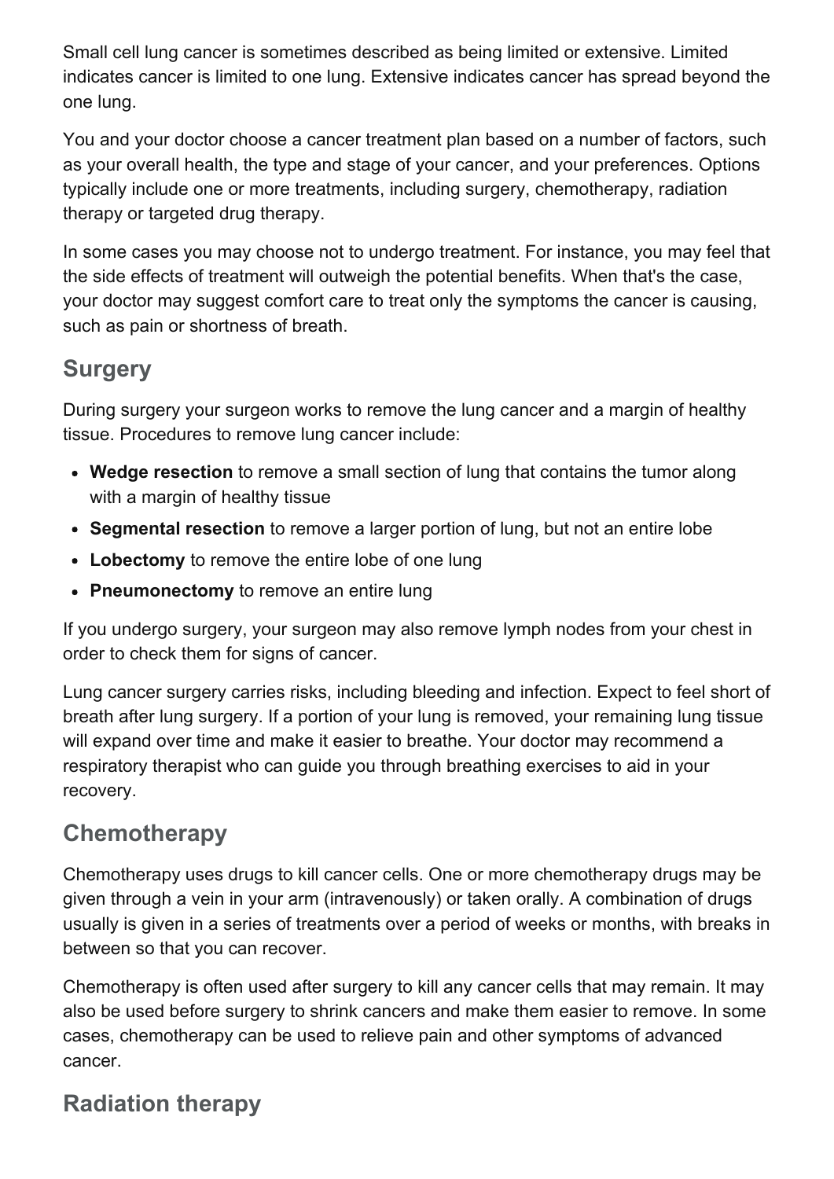Small cell lung cancer is sometimes described as being limited or extensive. Limited indicates cancer is limited to one lung. Extensive indicates cancer has spread beyond the one lung.

You and your doctor choose a cancer treatment plan based on a number of factors, such as your overall health, the type and stage of your cancer, and your preferences. Options typically include one or more treatments, including surgery, chemotherapy, radiation therapy or targeted drug therapy.

In some cases you may choose not to undergo treatment. For instance, you may feel that the side effects of treatment will outweigh the potential benefits. When that's the case, your doctor may suggest comfort care to treat only the symptoms the cancer is causing, such as pain or shortness of breath.

## Surgery

During surgery your surgeon works to remove the lung cancer and a margin of healthy tissue. Procedures to remove lung cancer include:

- **Wedge resection** to remove a small section of lung that contains the tumor along with a margin of healthy tissue
- **Segmental resection** to remove a larger portion of lung, but not an entire lobe
- **Lobectomy** to remove the entire lobe of one lung
- **Pneumonectomy** to remove an entire lung

If you undergo surgery, your surgeon may also remove lymph nodes from your chest in order to check them for signs of cancer.

Lung cancer surgery carries risks, including bleeding and infection. Expect to feel short of breath after lung surgery. If a portion of your lung is removed, your remaining lung tissue will expand over time and make it easier to breathe. Your doctor may recommend a respiratory therapist who can guide you through breathing exercises to aid in your recovery.

## Chemotherapy

Chemotherapy uses drugs to kill cancer cells. One or more chemotherapy drugs may be given through a vein in your arm (intravenously) or taken orally. A combination of drugs usually is given in a series of treatments over a period of weeks or months, with breaks in between so that you can recover.

Chemotherapy is often used after surgery to kill any cancer cells that may remain. It may also be used before surgery to shrink cancers and make them easier to remove. In some cases, chemotherapy can be used to relieve pain and other symptoms of advanced cancer.

## Radiation therapy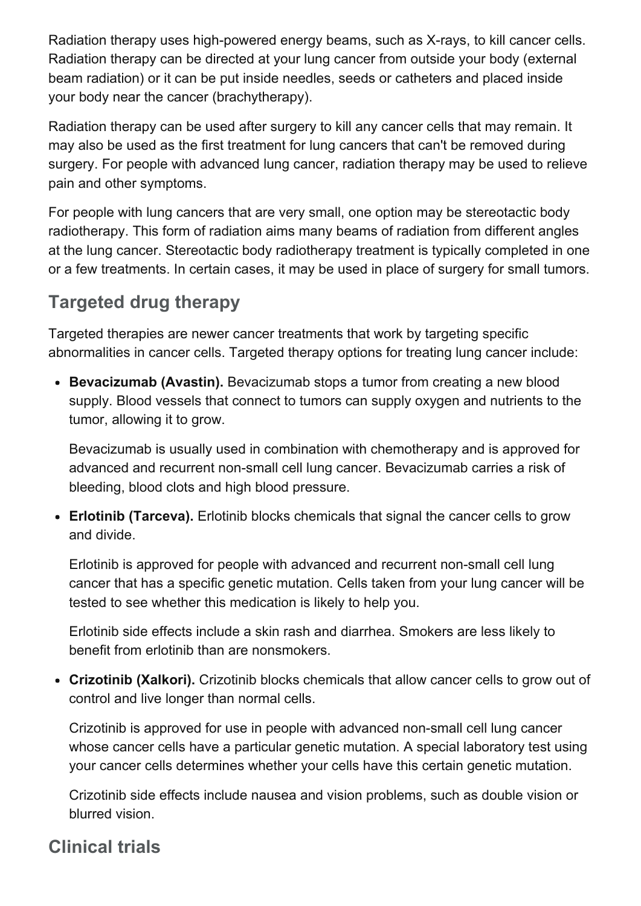Radiation therapy uses high-powered energy beams, such as X-rays, to kill cancer cells. Radiation therapy can be directed at your lung cancer from outside your body (external beam radiation) or it can be put inside needles, seeds or catheters and placed inside your body near the cancer (brachytherapy).

Radiation therapy can be used after surgery to kill any cancer cells that may remain. It may also be used as the first treatment for lung cancers that can't be removed during surgery. For people with advanced lung cancer, radiation therapy may be used to relieve pain and other symptoms.

For people with lung cancers that are very small, one option may be stereotactic body radiotherapy. This form of radiation aims many beams of radiation from different angles at the lung cancer. Stereotactic body radiotherapy treatment is typically completed in one or a few treatments. In certain cases, it may be used in place of surgery for small tumors.

## Targeted drug therapy

Targeted therapies are newer cancer treatments that work by targeting specific abnormalities in cancer cells. Targeted therapy options for treating lung cancer include:

- **Bevacizumab (Avastin).** Bevacizumab stops a tumor from creating a new blood supply. Blood vessels that connect to tumors can supply oxygen and nutrients to the tumor, allowing it to grow.

  Bevacizumab is usually used in combination with chemotherapy and is approved for advanced and recurrent non-small cell lung cancer. Bevacizumab carries a risk of bleeding, blood clots and high blood pressure.

- **Erlotinib (Tarceva).** Erlotinib blocks chemicals that signal the cancer cells to grow and divide.

  Erlotinib is approved for people with advanced and recurrent non-small cell lung cancer that has a specific genetic mutation. Cells taken from your lung cancer will be tested to see whether this medication is likely to help you.

  Erlotinib side effects include a skin rash and diarrhea. Smokers are less likely to benefit from erlotinib than are nonsmokers.

- **Crizotinib (Xalkori).** Crizotinib blocks chemicals that allow cancer cells to grow out of control and live longer than normal cells.

  Crizotinib is approved for use in people with advanced non-small cell lung cancer whose cancer cells have a particular genetic mutation. A special laboratory test using your cancer cells determines whether your cells have this certain genetic mutation.

  Crizotinib side effects include nausea and vision problems, such as double vision or blurred vision.

## Clinical trials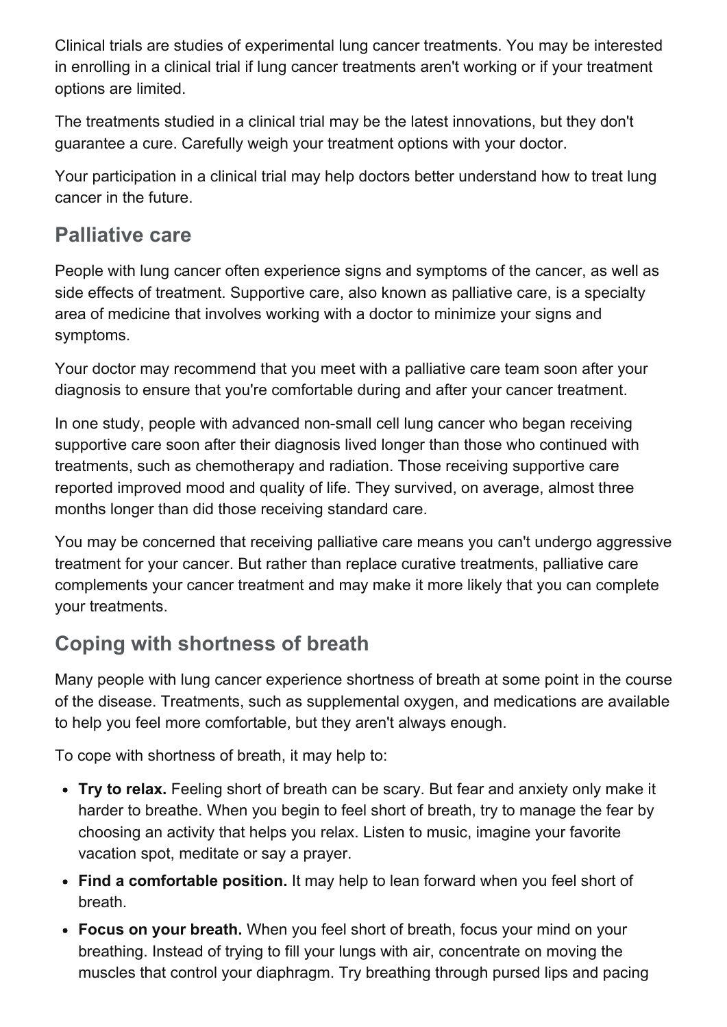Clinical trials are studies of experimental lung cancer treatments. You may be interested in enrolling in a clinical trial if lung cancer treatments aren't working or if your treatment options are limited.

The treatments studied in a clinical trial may be the latest innovations, but they don't guarantee a cure. Carefully weigh your treatment options with your doctor.

Your participation in a clinical trial may help doctors better understand how to treat lung cancer in the future.

## Palliative care

People with lung cancer often experience signs and symptoms of the cancer, as well as side effects of treatment. Supportive care, also known as palliative care, is a specialty area of medicine that involves working with a doctor to minimize your signs and symptoms.

Your doctor may recommend that you meet with a palliative care team soon after your diagnosis to ensure that you're comfortable during and after your cancer treatment.

In one study, people with advanced non-small cell lung cancer who began receiving supportive care soon after their diagnosis lived longer than those who continued with treatments, such as chemotherapy and radiation. Those receiving supportive care reported improved mood and quality of life. They survived, on average, almost three months longer than did those receiving standard care.

You may be concerned that receiving palliative care means you can't undergo aggressive treatment for your cancer. But rather than replace curative treatments, palliative care complements your cancer treatment and may make it more likely that you can complete your treatments.

## Coping with shortness of breath

Many people with lung cancer experience shortness of breath at some point in the course of the disease. Treatments, such as supplemental oxygen, and medications are available to help you feel more comfortable, but they aren't always enough.

To cope with shortness of breath, it may help to:

- **Try to relax.** Feeling short of breath can be scary. But fear and anxiety only make it harder to breathe. When you begin to feel short of breath, try to manage the fear by choosing an activity that helps you relax. Listen to music, imagine your favorite vacation spot, meditate or say a prayer.
- **Find a comfortable position.** It may help to lean forward when you feel short of breath.
- **Focus on your breath.** When you feel short of breath, focus your mind on your breathing. Instead of trying to fill your lungs with air, concentrate on moving the muscles that control your diaphragm. Try breathing through pursed lips and pacing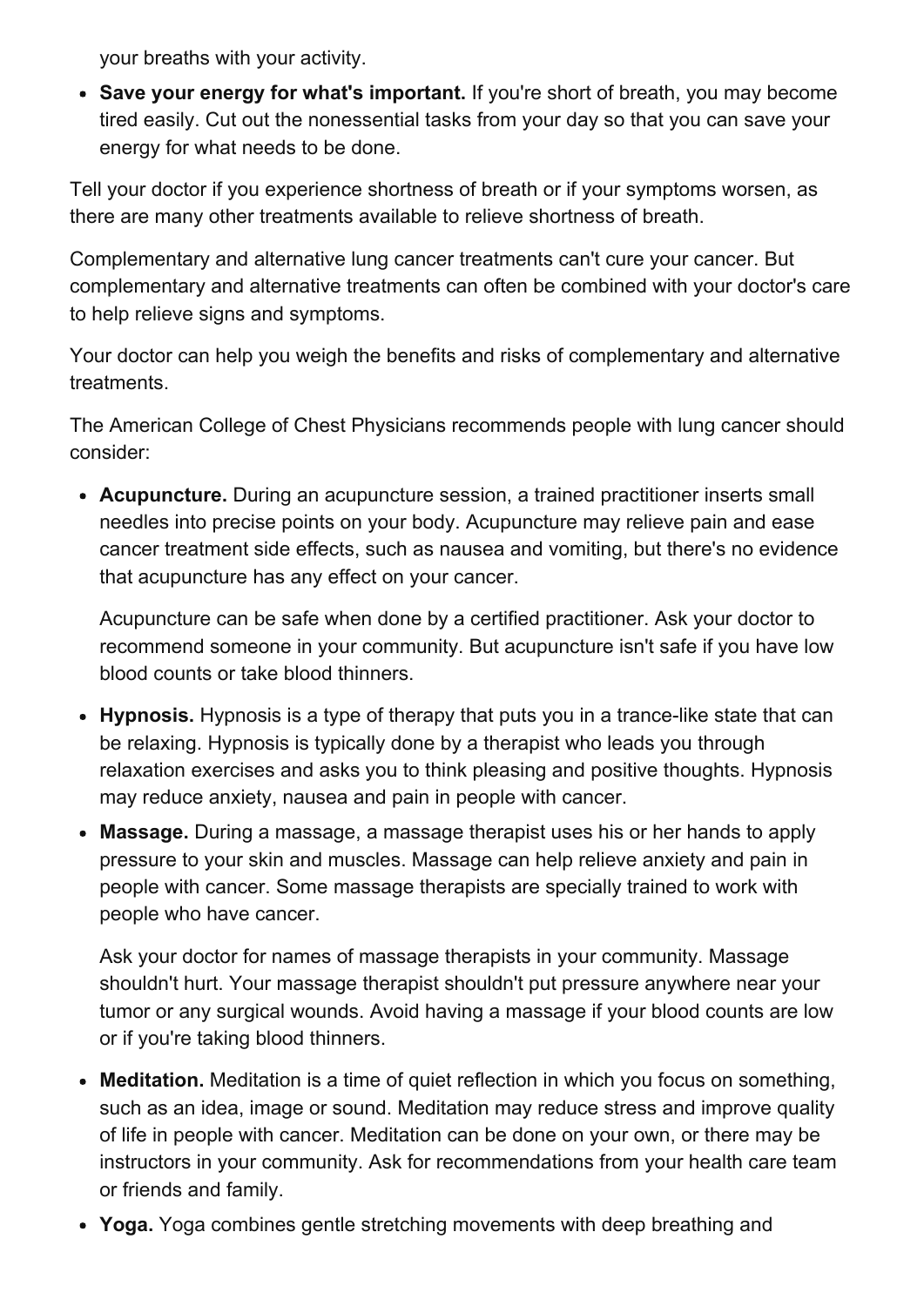your breaths with your activity.

- **Save your energy for what's important.** If you're short of breath, you may become tired easily. Cut out the nonessential tasks from your day so that you can save your energy for what needs to be done.

Tell your doctor if you experience shortness of breath or if your symptoms worsen, as there are many other treatments available to relieve shortness of breath.

Complementary and alternative lung cancer treatments can't cure your cancer. But complementary and alternative treatments can often be combined with your doctor's care to help relieve signs and symptoms.

Your doctor can help you weigh the benefits and risks of complementary and alternative treatments.

The American College of Chest Physicians recommends people with lung cancer should consider:

- **Acupuncture.** During an acupuncture session, a trained practitioner inserts small needles into precise points on your body. Acupuncture may relieve pain and ease cancer treatment side effects, such as nausea and vomiting, but there's no evidence that acupuncture has any effect on your cancer.

  Acupuncture can be safe when done by a certified practitioner. Ask your doctor to recommend someone in your community. But acupuncture isn't safe if you have low blood counts or take blood thinners.

- **Hypnosis.** Hypnosis is a type of therapy that puts you in a trance-like state that can be relaxing. Hypnosis is typically done by a therapist who leads you through relaxation exercises and asks you to think pleasing and positive thoughts. Hypnosis may reduce anxiety, nausea and pain in people with cancer.
- **Massage.** During a massage, a massage therapist uses his or her hands to apply pressure to your skin and muscles. Massage can help relieve anxiety and pain in people with cancer. Some massage therapists are specially trained to work with people who have cancer.

  Ask your doctor for names of massage therapists in your community. Massage shouldn't hurt. Your massage therapist shouldn't put pressure anywhere near your tumor or any surgical wounds. Avoid having a massage if your blood counts are low or if you're taking blood thinners.

- **Meditation.** Meditation is a time of quiet reflection in which you focus on something, such as an idea, image or sound. Meditation may reduce stress and improve quality of life in people with cancer. Meditation can be done on your own, or there may be instructors in your community. Ask for recommendations from your health care team or friends and family.
- **Yoga.** Yoga combines gentle stretching movements with deep breathing and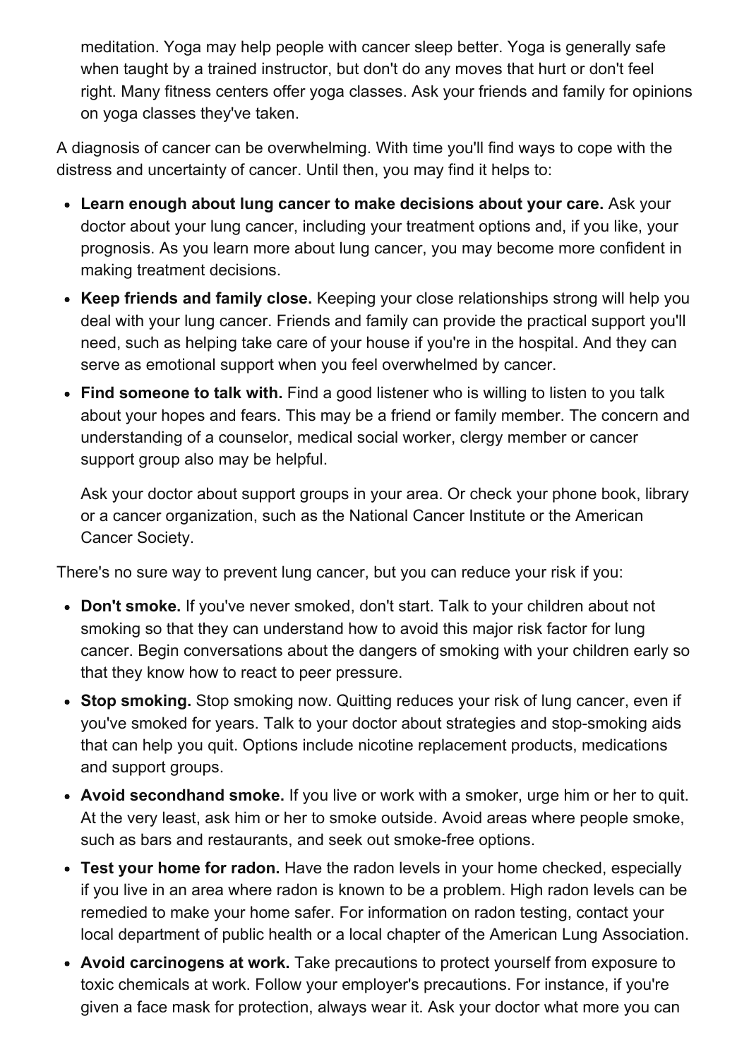meditation. Yoga may help people with cancer sleep better. Yoga is generally safe when taught by a trained instructor, but don't do any moves that hurt or don't feel right. Many fitness centers offer yoga classes. Ask your friends and family for opinions on yoga classes they've taken.

A diagnosis of cancer can be overwhelming. With time you'll find ways to cope with the distress and uncertainty of cancer. Until then, you may find it helps to:

- **Learn enough about lung cancer to make decisions about your care.** Ask your doctor about your lung cancer, including your treatment options and, if you like, your prognosis. As you learn more about lung cancer, you may become more confident in making treatment decisions.
- **Keep friends and family close.** Keeping your close relationships strong will help you deal with your lung cancer. Friends and family can provide the practical support you'll need, such as helping take care of your house if you're in the hospital. And they can serve as emotional support when you feel overwhelmed by cancer.
- **Find someone to talk with.** Find a good listener who is willing to listen to you talk about your hopes and fears. This may be a friend or family member. The concern and understanding of a counselor, medical social worker, clergy member or cancer support group also may be helpful.

  Ask your doctor about support groups in your area. Or check your phone book, library or a cancer organization, such as the National Cancer Institute or the American Cancer Society.

There's no sure way to prevent lung cancer, but you can reduce your risk if you:

- **Don't smoke.** If you've never smoked, don't start. Talk to your children about not smoking so that they can understand how to avoid this major risk factor for lung cancer. Begin conversations about the dangers of smoking with your children early so that they know how to react to peer pressure.
- **Stop smoking.** Stop smoking now. Quitting reduces your risk of lung cancer, even if you've smoked for years. Talk to your doctor about strategies and stop-smoking aids that can help you quit. Options include nicotine replacement products, medications and support groups.
- **Avoid secondhand smoke.** If you live or work with a smoker, urge him or her to quit. At the very least, ask him or her to smoke outside. Avoid areas where people smoke, such as bars and restaurants, and seek out smoke-free options.
- **Test your home for radon.** Have the radon levels in your home checked, especially if you live in an area where radon is known to be a problem. High radon levels can be remedied to make your home safer. For information on radon testing, contact your local department of public health or a local chapter of the American Lung Association.
- **Avoid carcinogens at work.** Take precautions to protect yourself from exposure to toxic chemicals at work. Follow your employer's precautions. For instance, if you're given a face mask for protection, always wear it. Ask your doctor what more you can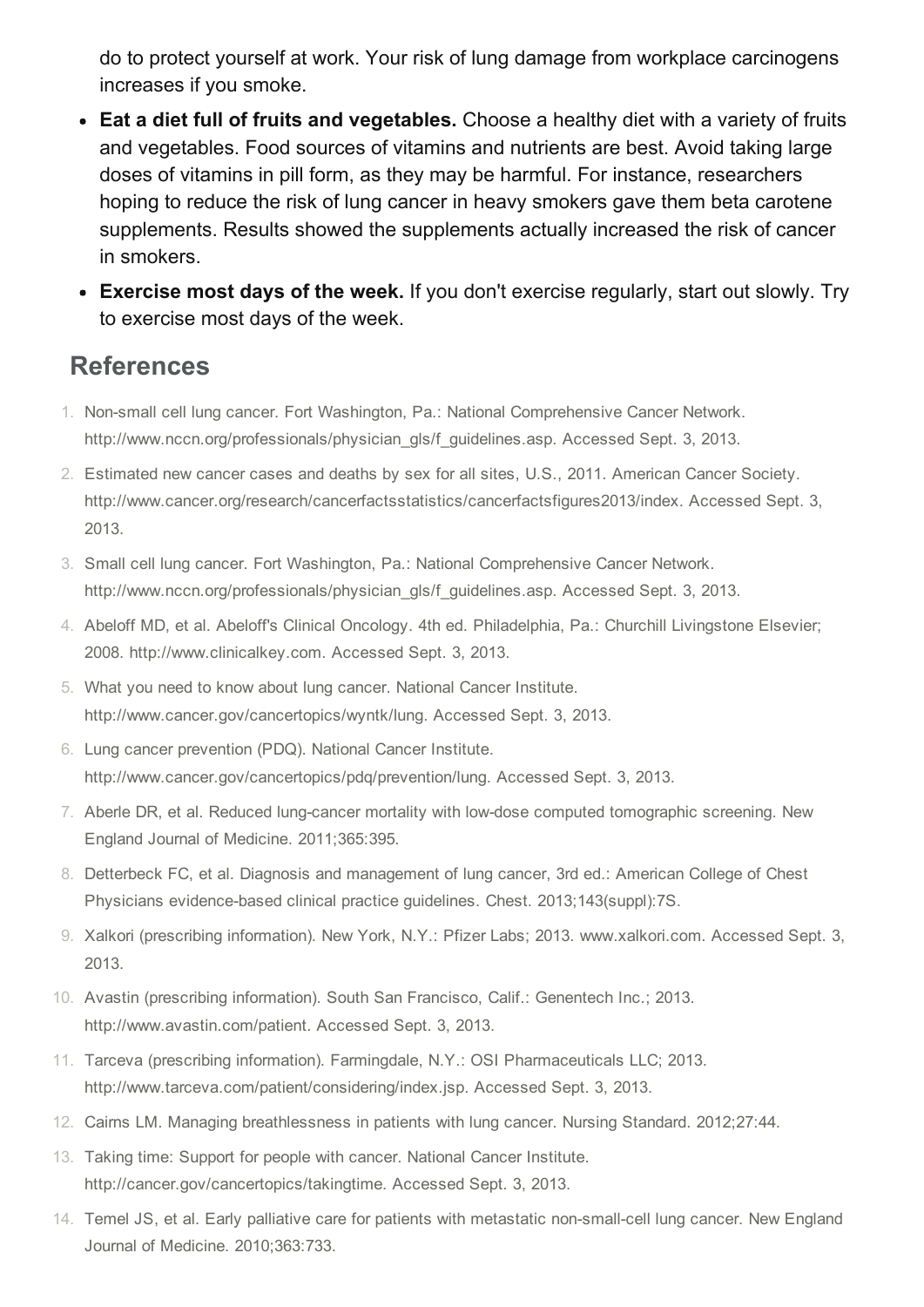do to protect yourself at work. Your risk of lung damage from workplace carcinogens increases if you smoke.

- **Eat a diet full of fruits and vegetables.** Choose a healthy diet with a variety of fruits and vegetables. Food sources of vitamins and nutrients are best. Avoid taking large doses of vitamins in pill form, as they may be harmful. For instance, researchers hoping to reduce the risk of lung cancer in heavy smokers gave them beta carotene supplements. Results showed the supplements actually increased the risk of cancer in smokers.
- **Exercise most days of the week.** If you don't exercise regularly, start out slowly. Try to exercise most days of the week.

## References

1. Non-small cell lung cancer. Fort Washington, Pa.: National Comprehensive Cancer Network. http://www.nccn.org/professionals/physician_gls/f_guidelines.asp. Accessed Sept. 3, 2013.
2. Estimated new cancer cases and deaths by sex for all sites, U.S., 2011. American Cancer Society. http://www.cancer.org/research/cancerfactsstatistics/cancerfactsfigures2013/index. Accessed Sept. 3, 2013.
3. Small cell lung cancer. Fort Washington, Pa.: National Comprehensive Cancer Network. http://www.nccn.org/professionals/physician_gls/f_guidelines.asp. Accessed Sept. 3, 2013.
4. Abeloff MD, et al. Abeloff's Clinical Oncology. 4th ed. Philadelphia, Pa.: Churchill Livingstone Elsevier; 2008. http://www.clinicalkey.com. Accessed Sept. 3, 2013.
5. What you need to know about lung cancer. National Cancer Institute. http://www.cancer.gov/cancertopics/wyntk/lung. Accessed Sept. 3, 2013.
6. Lung cancer prevention (PDQ). National Cancer Institute. http://www.cancer.gov/cancertopics/pdq/prevention/lung. Accessed Sept. 3, 2013.
7. Aberle DR, et al. Reduced lung-cancer mortality with low-dose computed tomographic screening. New England Journal of Medicine. 2011;365:395.
8. Detterbeck FC, et al. Diagnosis and management of lung cancer, 3rd ed.: American College of Chest Physicians evidence-based clinical practice guidelines. Chest. 2013;143(suppl):7S.
9. Xalkori (prescribing information). New York, N.Y.: Pfizer Labs; 2013. www.xalkori.com. Accessed Sept. 3, 2013.
10. Avastin (prescribing information). South San Francisco, Calif.: Genentech Inc.; 2013. http://www.avastin.com/patient. Accessed Sept. 3, 2013.
11. Tarceva (prescribing information). Farmingdale, N.Y.: OSI Pharmaceuticals LLC; 2013. http://www.tarceva.com/patient/considering/index.jsp. Accessed Sept. 3, 2013.
12. Cairns LM. Managing breathlessness in patients with lung cancer. Nursing Standard. 2012;27:44.
13. Taking time: Support for people with cancer. National Cancer Institute. http://cancer.gov/cancertopics/takingtime. Accessed Sept. 3, 2013.
14. Temel JS, et al. Early palliative care for patients with metastatic non-small-cell lung cancer. New England Journal of Medicine. 2010;363:733.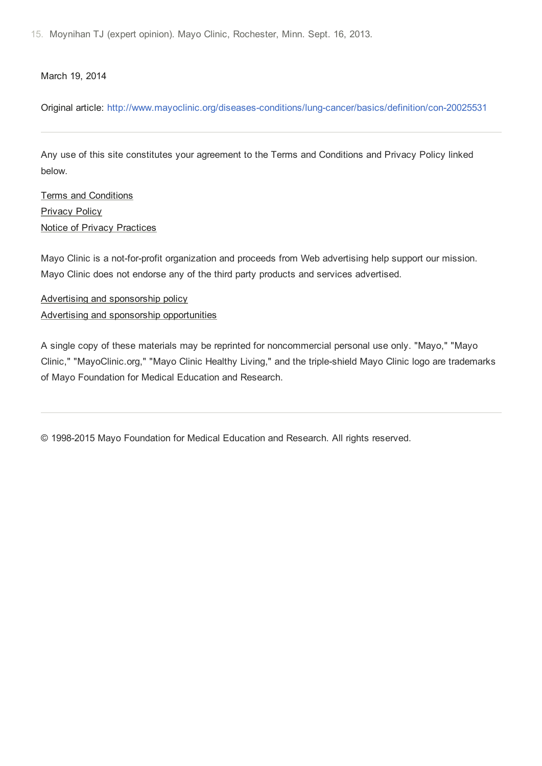15. Moynihan TJ (expert opinion). Mayo Clinic, Rochester, Minn. Sept. 16, 2013.

March 19, 2014

Original article: http://www.mayoclinic.org/diseases-conditions/lung-cancer/basics/definition/con-20025531

---

Any use of this site constitutes your agreement to the Terms and Conditions and Privacy Policy linked below.

Terms and Conditions
Privacy Policy
Notice of Privacy Practices

Mayo Clinic is a not-for-profit organization and proceeds from Web advertising help support our mission. Mayo Clinic does not endorse any of the third party products and services advertised.

Advertising and sponsorship policy
Advertising and sponsorship opportunities

A single copy of these materials may be reprinted for noncommercial personal use only. "Mayo," "Mayo Clinic," "MayoClinic.org," "Mayo Clinic Healthy Living," and the triple-shield Mayo Clinic logo are trademarks of Mayo Foundation for Medical Education and Research.

---

© 1998-2015 Mayo Foundation for Medical Education and Research. All rights reserved.